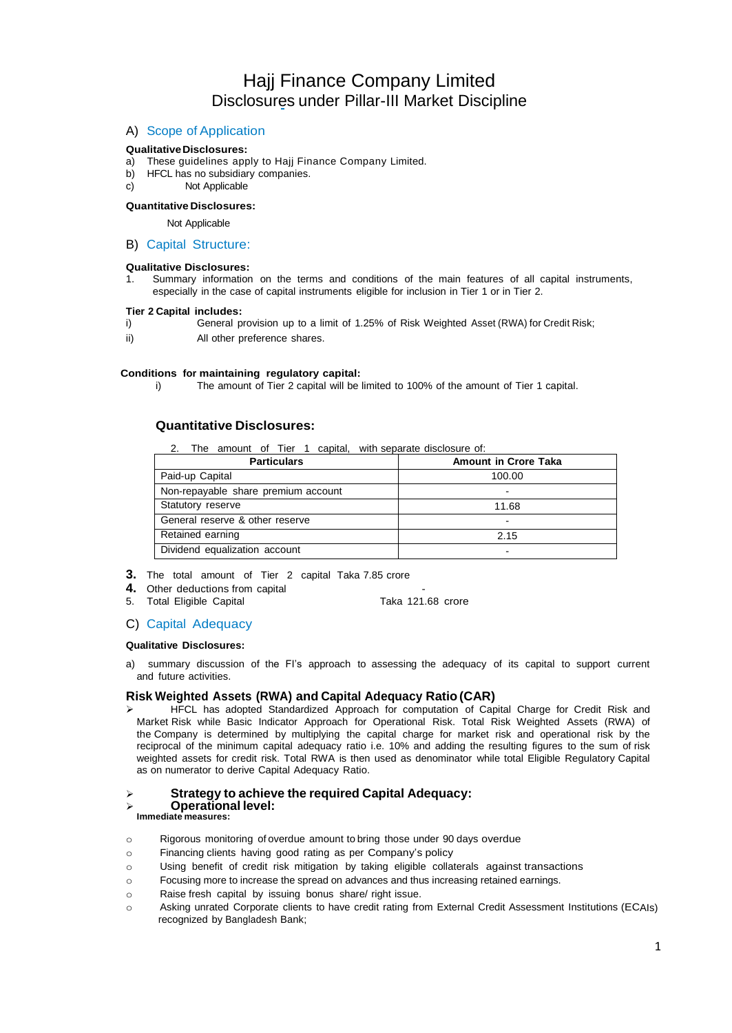# Hajj Finance Company Limited
## Disclosures under Pillar-III Market Discipline

## A) Scope of Application

**Qualitative Disclosures:**

a) These guidelines apply to Hajj Finance Company Limited.
b) HFCL has no subsidiary companies.
c) Not Applicable

**Quantitative Disclosures:**

Not Applicable

## B) Capital Structure:

**Qualitative Disclosures:**

1. Summary information on the terms and conditions of the main features of all capital instruments, especially in the case of capital instruments eligible for inclusion in Tier 1 or in Tier 2.

**Tier 2 Capital includes:**

i) General provision up to a limit of 1.25% of Risk Weighted Asset (RWA) for Credit Risk;
ii) All other preference shares.

**Conditions for maintaining regulatory capital:**

i) The amount of Tier 2 capital will be limited to 100% of the amount of Tier 1 capital.

### Quantitative Disclosures:

2. The amount of Tier 1 capital, with separate disclosure of:

| Particulars | Amount in Crore Taka |
|---|---|
| Paid-up Capital | 100.00 |
| Non-repayable share premium account | - |
| Statutory reserve | 11.68 |
| General reserve & other reserve | - |
| Retained earning | 2.15 |
| Dividend equalization account | - |

3. The total amount of Tier 2 capital Taka 7.85 crore
4. Other deductions from capital -
5. Total Eligible Capital Taka 121.68 crore

## C) Capital Adequacy

**Qualitative Disclosures:**

a) summary discussion of the FI's approach to assessing the adequacy of its capital to support current and future activities.

### Risk Weighted Assets (RWA) and Capital Adequacy Ratio (CAR)

- HFCL has adopted Standardized Approach for computation of Capital Charge for Credit Risk and Market Risk while Basic Indicator Approach for Operational Risk. Total Risk Weighted Assets (RWA) of the Company is determined by multiplying the capital charge for market risk and operational risk by the reciprocal of the minimum capital adequacy ratio i.e. 10% and adding the resulting figures to the sum of risk weighted assets for credit risk. Total RWA is then used as denominator while total Eligible Regulatory Capital as on numerator to derive Capital Adequacy Ratio.

- **Strategy to achieve the required Capital Adequacy:**
- **Operational level:**

**Immediate measures:**

- Rigorous monitoring of overdue amount to bring those under 90 days overdue
- Financing clients having good rating as per Company's policy
- Using benefit of credit risk mitigation by taking eligible collaterals against transactions
- Focusing more to increase the spread on advances and thus increasing retained earnings.
- Raise fresh capital by issuing bonus share/ right issue.
- Asking unrated Corporate clients to have credit rating from External Credit Assessment Institutions (ECAIs) recognized by Bangladesh Bank;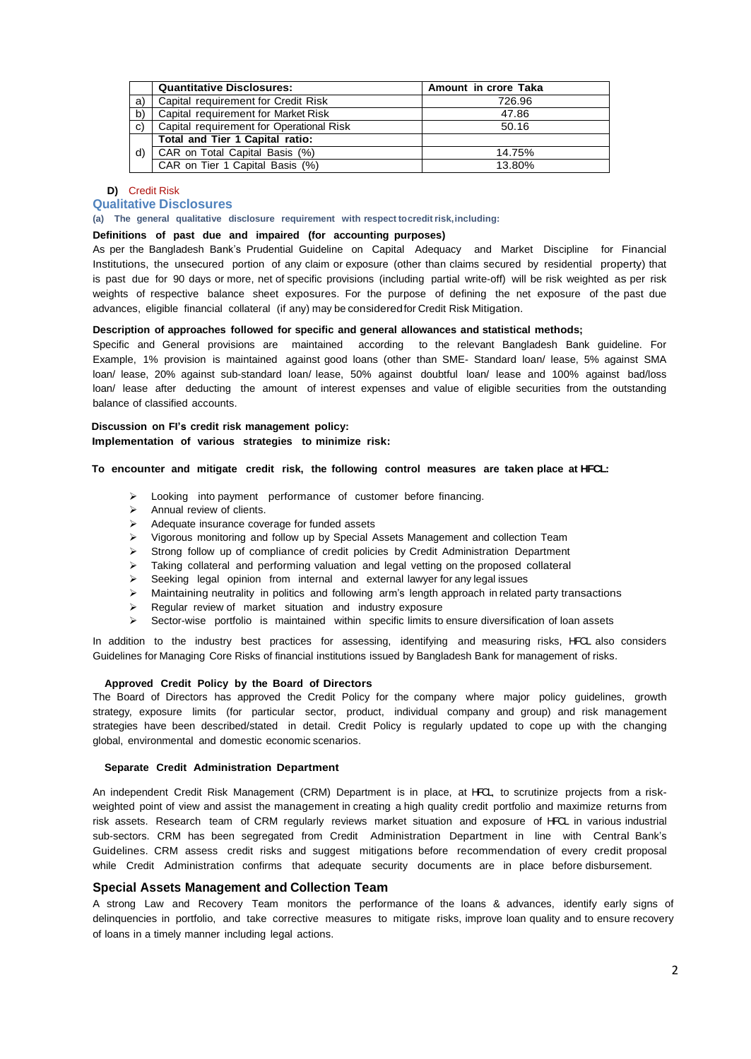| | Quantitative Disclosures: | Amount in crore Taka |
|---|---|---|
| a) | Capital requirement for Credit Risk | 726.96 |
| b) | Capital requirement for Market Risk | 47.86 |
| c) | Capital requirement for Operational Risk | 50.16 |
| d) | **Total and Tier 1 Capital ratio:** | |
| | CAR on Total Capital Basis (%) | 14.75% |
| | CAR on Tier 1 Capital Basis (%) | 13.80% |

**D)** Credit Risk

## Qualitative Disclosures

**(a) The general qualitative disclosure requirement with respect to credit risk, including:**

**Definitions of past due and impaired (for accounting purposes)**

As per the Bangladesh Bank's Prudential Guideline on Capital Adequacy and Market Discipline for Financial Institutions, the unsecured portion of any claim or exposure (other than claims secured by residential property) that is past due for 90 days or more, net of specific provisions (including partial write-off) will be risk weighted as per risk weights of respective balance sheet exposures. For the purpose of defining the net exposure of the past due advances, eligible financial collateral (if any) may be considered for Credit Risk Mitigation.

**Description of approaches followed for specific and general allowances and statistical methods;**

Specific and General provisions are maintained according to the relevant Bangladesh Bank guideline. For Example, 1% provision is maintained against good loans (other than SME- Standard loan/ lease, 5% against SMA loan/ lease, 20% against sub-standard loan/ lease, 50% against doubtful loan/ lease and 100% against bad/loss loan/ lease after deducting the amount of interest expenses and value of eligible securities from the outstanding balance of classified accounts.

**Discussion on FI's credit risk management policy:**
**Implementation of various strategies to minimize risk:**

**To encounter and mitigate credit risk, the following control measures are taken place at HFCL:**

- Looking into payment performance of customer before financing.
- Annual review of clients.
- Adequate insurance coverage for funded assets
- Vigorous monitoring and follow up by Special Assets Management and collection Team
- Strong follow up of compliance of credit policies by Credit Administration Department
- Taking collateral and performing valuation and legal vetting on the proposed collateral
- Seeking legal opinion from internal and external lawyer for any legal issues
- Maintaining neutrality in politics and following arm's length approach in related party transactions
- Regular review of market situation and industry exposure
- Sector-wise portfolio is maintained within specific limits to ensure diversification of loan assets

In addition to the industry best practices for assessing, identifying and measuring risks, HFCL also considers Guidelines for Managing Core Risks of financial institutions issued by Bangladesh Bank for management of risks.

**Approved Credit Policy by the Board of Directors**

The Board of Directors has approved the Credit Policy for the company where major policy guidelines, growth strategy, exposure limits (for particular sector, product, individual company and group) and risk management strategies have been described/stated in detail. Credit Policy is regularly updated to cope up with the changing global, environmental and domestic economic scenarios.

**Separate Credit Administration Department**

An independent Credit Risk Management (CRM) Department is in place, at HFCL, to scrutinize projects from a risk-weighted point of view and assist the management in creating a high quality credit portfolio and maximize returns from risk assets. Research team of CRM regularly reviews market situation and exposure of HFCL in various industrial sub-sectors. CRM has been segregated from Credit Administration Department in line with Central Bank's Guidelines. CRM assess credit risks and suggest mitigations before recommendation of every credit proposal while Credit Administration confirms that adequate security documents are in place before disbursement.

### Special Assets Management and Collection Team

A strong Law and Recovery Team monitors the performance of the loans & advances, identify early signs of delinquencies in portfolio, and take corrective measures to mitigate risks, improve loan quality and to ensure recovery of loans in a timely manner including legal actions.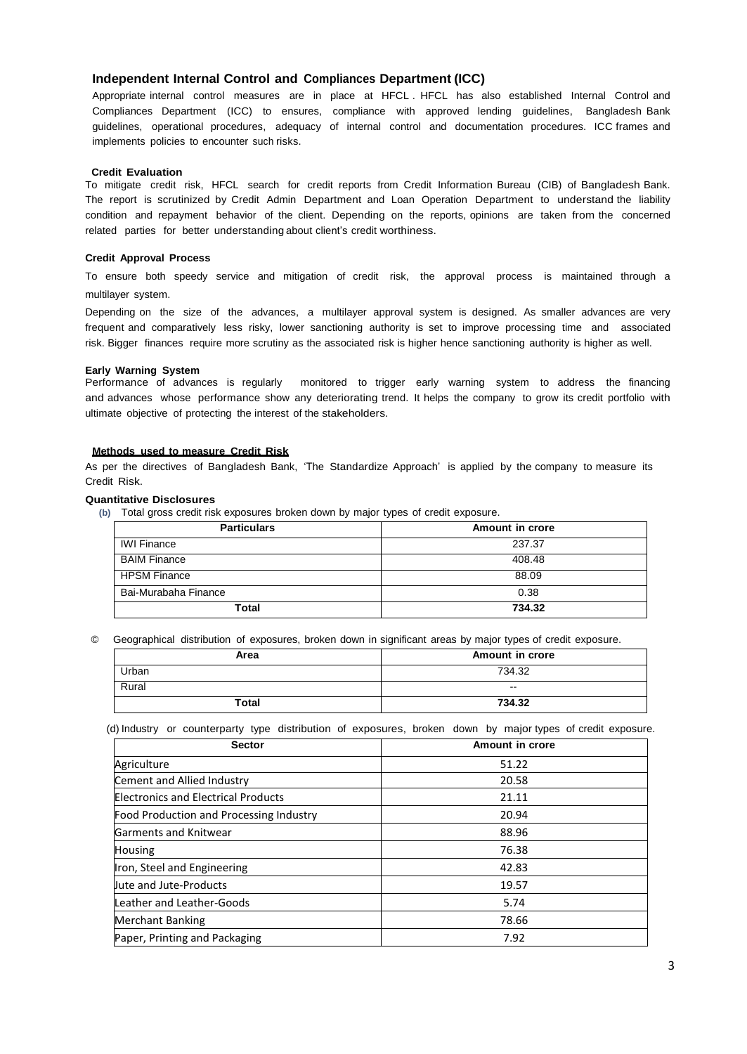### Independent Internal Control and Compliances Department (ICC)

Appropriate internal control measures are in place at HFCL . HFCL has also established Internal Control and Compliances Department (ICC) to ensures, compliance with approved lending guidelines, Bangladesh Bank guidelines, operational procedures, adequacy of internal control and documentation procedures. ICC frames and implements policies to encounter such risks.

**Credit Evaluation**

To mitigate credit risk, HFCL search for credit reports from Credit Information Bureau (CIB) of Bangladesh Bank. The report is scrutinized by Credit Admin Department and Loan Operation Department to understand the liability condition and repayment behavior of the client. Depending on the reports, opinions are taken from the concerned related parties for better understanding about client's credit worthiness.

**Credit Approval Process**

To ensure both speedy service and mitigation of credit risk, the approval process is maintained through a multilayer system.

Depending on the size of the advances, a multilayer approval system is designed. As smaller advances are very frequent and comparatively less risky, lower sanctioning authority is set to improve processing time and associated risk. Bigger finances require more scrutiny as the associated risk is higher hence sanctioning authority is higher as well.

**Early Warning System**

Performance of advances is regularly monitored to trigger early warning system to address the financing and advances whose performance show any deteriorating trend. It helps the company to grow its credit portfolio with ultimate objective of protecting the interest of the stakeholders.

**Methods used to measure Credit Risk**

As per the directives of Bangladesh Bank, 'The Standardize Approach' is applied by the company to measure its Credit Risk.

**Quantitative Disclosures**

(b) Total gross credit risk exposures broken down by major types of credit exposure.

| Particulars | Amount in crore |
|---|---|
| IWI Finance | 237.37 |
| BAIM Finance | 408.48 |
| HPSM Finance | 88.09 |
| Bai-Murabaha Finance | 0.38 |
| **Total** | **734.32** |

© Geographical distribution of exposures, broken down in significant areas by major types of credit exposure.

| Area | Amount in crore |
|---|---|
| Urban | 734.32 |
| Rural | -- |
| **Total** | **734.32** |

(d) Industry or counterparty type distribution of exposures, broken down by major types of credit exposure.

| Sector | Amount in crore |
|---|---|
| Agriculture | 51.22 |
| Cement and Allied Industry | 20.58 |
| Electronics and Electrical Products | 21.11 |
| Food Production and Processing Industry | 20.94 |
| Garments and Knitwear | 88.96 |
| Housing | 76.38 |
| Iron, Steel and Engineering | 42.83 |
| Jute and Jute-Products | 19.57 |
| Leather and Leather-Goods | 5.74 |
| Merchant Banking | 78.66 |
| Paper, Printing and Packaging | 7.92 |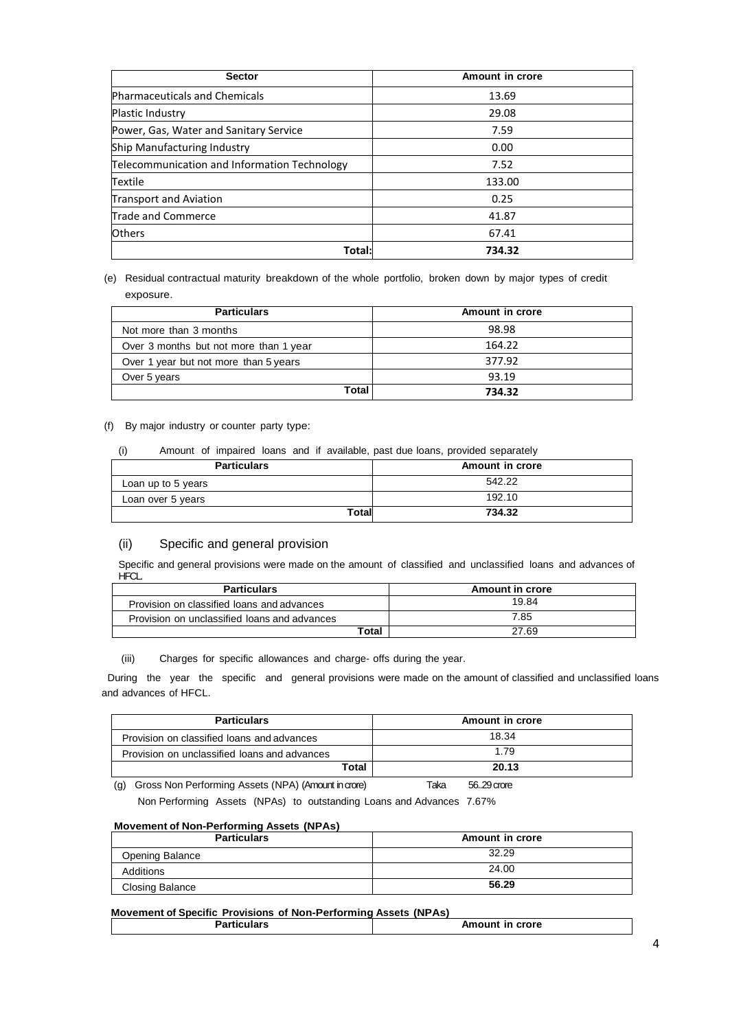| Sector | Amount in crore |
|---|---|
| Pharmaceuticals and Chemicals | 13.69 |
| Plastic Industry | 29.08 |
| Power, Gas, Water and Sanitary Service | 7.59 |
| Ship Manufacturing Industry | 0.00 |
| Telecommunication and Information Technology | 7.52 |
| Textile | 133.00 |
| Transport and Aviation | 0.25 |
| Trade and Commerce | 41.87 |
| Others | 67.41 |
| **Total:** | **734.32** |

(e) Residual contractual maturity breakdown of the whole portfolio, broken down by major types of credit exposure.

| Particulars | Amount in crore |
|---|---|
| Not more than 3 months | 98.98 |
| Over 3 months but not more than 1 year | 164.22 |
| Over 1 year but not more than 5 years | 377.92 |
| Over 5 years | 93.19 |
| **Total** | **734.32** |

(f) By major industry or counter party type:

(i) Amount of impaired loans and if available, past due loans, provided separately

| Particulars | Amount in crore |
|---|---|
| Loan up to 5 years | 542.22 |
| Loan over 5 years | 192.10 |
| **Total** | **734.32** |

### (ii) Specific and general provision

Specific and general provisions were made on the amount of classified and unclassified loans and advances of HFCL.

| Particulars | Amount in crore |
|---|---|
| Provision on classified loans and advances | 19.84 |
| Provision on unclassified loans and advances | 7.85 |
| **Total** | 27.69 |

(iii) Charges for specific allowances and charge- offs during the year.

During the year the specific and general provisions were made on the amount of classified and unclassified loans and advances of HFCL.

| Particulars | Amount in crore |
|---|---|
| Provision on classified loans and advances | 18.34 |
| Provision on unclassified loans and advances | 1.79 |
| **Total** | **20.13** |

(g) Gross Non Performing Assets (NPA) (Amount in crore) Taka 56.29 crore

Non Performing Assets (NPAs) to outstanding Loans and Advances 7.67%

**Movement of Non-Performing Assets (NPAs)**

| Particulars | Amount in crore |
|---|---|
| Opening Balance | 32.29 |
| Additions | 24.00 |
| Closing Balance | **56.29** |

**Movement of Specific Provisions of Non-Performing Assets (NPAs)**

| Particulars | Amount in crore |
|---|---|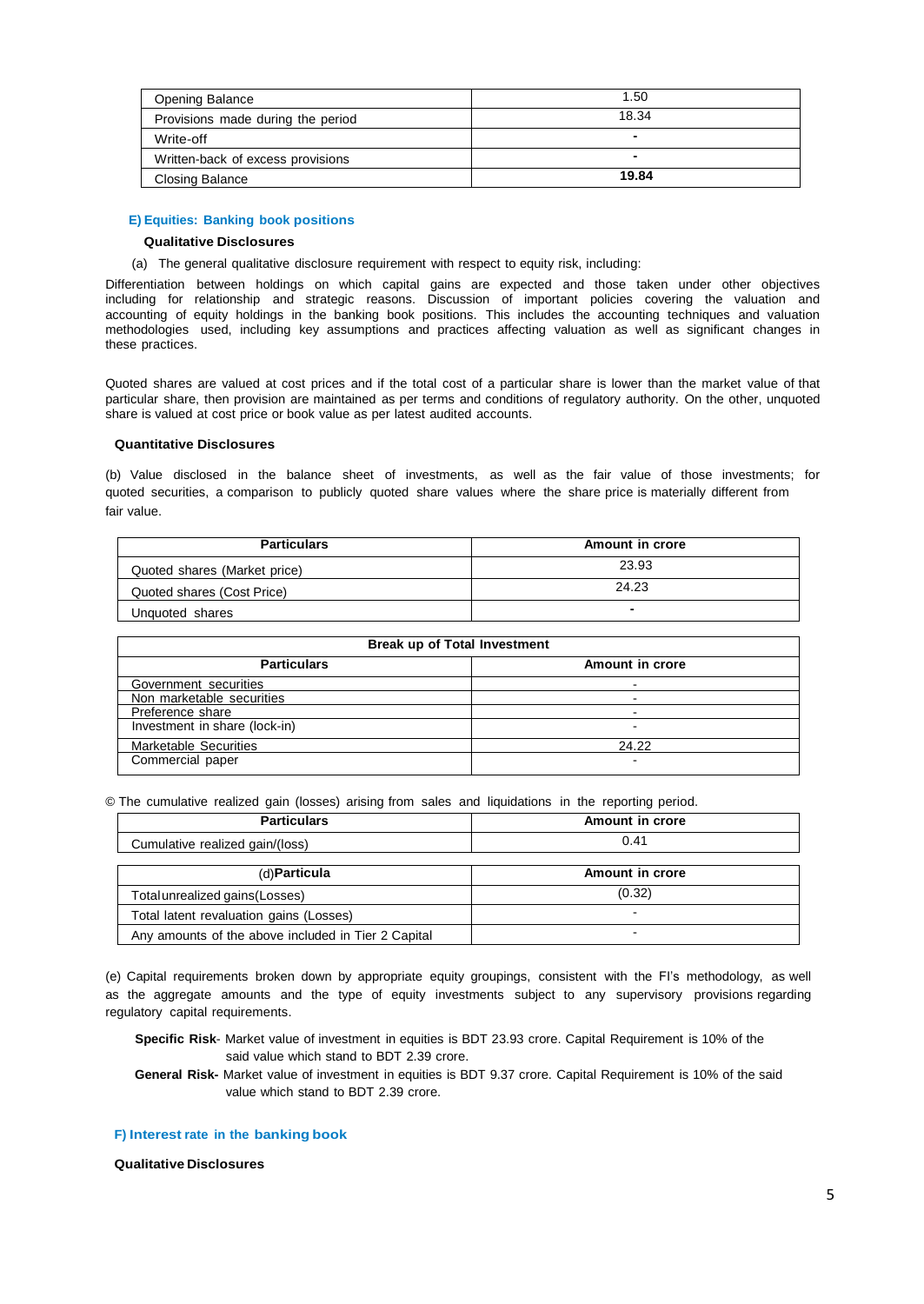| Opening Balance | 1.50 |
|---|---|
| Provisions made during the period | 18.34 |
| Write-off | - |
| Written-back of excess provisions | - |
| Closing Balance | **19.84** |

### E) Equities: Banking book positions

**Qualitative Disclosures**

(a) The general qualitative disclosure requirement with respect to equity risk, including:

Differentiation between holdings on which capital gains are expected and those taken under other objectives including for relationship and strategic reasons. Discussion of important policies covering the valuation and accounting of equity holdings in the banking book positions. This includes the accounting techniques and valuation methodologies used, including key assumptions and practices affecting valuation as well as significant changes in these practices.

Quoted shares are valued at cost prices and if the total cost of a particular share is lower than the market value of that particular share, then provision are maintained as per terms and conditions of regulatory authority. On the other, unquoted share is valued at cost price or book value as per latest audited accounts.

**Quantitative Disclosures**

(b) Value disclosed in the balance sheet of investments, as well as the fair value of those investments; for quoted securities, a comparison to publicly quoted share values where the share price is materially different from fair value.

| Particulars | Amount in crore |
|---|---|
| Quoted shares (Market price) | 23.93 |
| Quoted shares (Cost Price) | 24.23 |
| Unquoted shares | - |

| Break up of Total Investment | |
|---|---|
| **Particulars** | **Amount in crore** |
| Government securities | - |
| Non marketable securities | - |
| Preference share | - |
| Investment in share (lock-in) | - |
| Marketable Securities | 24.22 |
| Commercial paper | - |

© The cumulative realized gain (losses) arising from sales and liquidations in the reporting period.

| Particulars | Amount in crore |
|---|---|
| Cumulative realized gain/(loss) | 0.41 |

| (d)**Particula** | **Amount in crore** |
|---|---|
| Total unrealized gains(Losses) | (0.32) |
| Total latent revaluation gains (Losses) | - |
| Any amounts of the above included in Tier 2 Capital | - |

(e) Capital requirements broken down by appropriate equity groupings, consistent with the FI's methodology, as well as the aggregate amounts and the type of equity investments subject to any supervisory provisions regarding regulatory capital requirements.

**Specific Risk**- Market value of investment in equities is BDT 23.93 crore. Capital Requirement is 10% of the said value which stand to BDT 2.39 crore.

**General Risk-** Market value of investment in equities is BDT 9.37 crore. Capital Requirement is 10% of the said value which stand to BDT 2.39 crore.

### F) Interest rate in the banking book

**Qualitative Disclosures**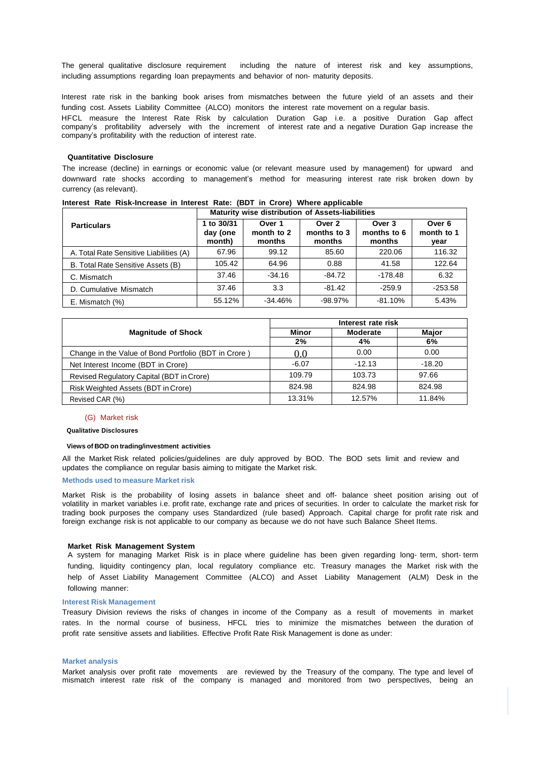The general qualitative disclosure requirement including the nature of interest risk and key assumptions, including assumptions regarding loan prepayments and behavior of non- maturity deposits.

Interest rate risk in the banking book arises from mismatches between the future yield of an assets and their funding cost. Assets Liability Committee (ALCO) monitors the interest rate movement on a regular basis.
HFCL measure the Interest Rate Risk by calculation Duration Gap i.e. a positive Duration Gap affect company's profitability adversely with the increment of interest rate and a negative Duration Gap increase the company's profitability with the reduction of interest rate.

**Quantitative Disclosure**

The increase (decline) in earnings or economic value (or relevant measure used by management) for upward and downward rate shocks according to management's method for measuring interest rate risk broken down by currency (as relevant).

**Interest Rate Risk-Increase in Interest Rate: (BDT in Crore) Where applicable**

| Particulars | Maturity wise distribution of Assets-liabilities | | | | |
|---|---|---|---|---|---|
| | 1 to 30/31 day (one month) | Over 1 month to 2 months | Over 2 months to 3 months | Over 3 months to 6 months | Over 6 month to 1 year |
| A. Total Rate Sensitive Liabilities (A) | 67.96 | 99.12 | 85.60 | 220.06 | 116.32 |
| B. Total Rate Sensitive Assets (B) | 105.42 | 64.96 | 0.88 | 41.58 | 122.64 |
| C. Mismatch | 37.46 | -34.16 | -84.72 | -178.48 | 6.32 |
| D. Cumulative Mismatch | 37.46 | 3.3 | -81.42 | -259.9 | -253.58 |
| E. Mismatch (%) | 55.12% | -34.46% | -98.97% | -81.10% | 5.43% |

| Magnitude of Shock | Interest rate risk | | |
|---|---|---|---|
| | Minor | Moderate | Major |
| | 2% | 4% | 6% |
| Change in the Value of Bond Portfolio (BDT in Crore ) | 0.0 | 0.00 | 0.00 |
| Net Interest Income (BDT in Crore) | -6.07 | -12.13 | -18.20 |
| Revised Regulatory Capital (BDT in Crore) | 109.79 | 103.73 | 97.66 |
| Risk Weighted Assets (BDT in Crore) | 824.98 | 824.98 | 824.98 |
| Revised CAR (%) | 13.31% | 12.57% | 11.84% |

## (G) Market risk

**Qualitative Disclosures**

**Views of BOD on trading/investment activities**

All the Market Risk related policies/guidelines are duly approved by BOD. The BOD sets limit and review and updates the compliance on regular basis aiming to mitigate the Market risk.

**Methods used to measure Market risk**

Market Risk is the probability of losing assets in balance sheet and off- balance sheet position arising out of volatility in market variables i.e. profit rate, exchange rate and prices of securities. In order to calculate the market risk for trading book purposes the company uses Standardized (rule based) Approach. Capital charge for profit rate risk and foreign exchange risk is not applicable to our company as because we do not have such Balance Sheet Items.

**Market Risk Management System**

A system for managing Market Risk is in place where guideline has been given regarding long- term, short- term funding, liquidity contingency plan, local regulatory compliance etc. Treasury manages the Market risk with the help of Asset Liability Management Committee (ALCO) and Asset Liability Management (ALM) Desk in the following manner:

**Interest Risk Management**

Treasury Division reviews the risks of changes in income of the Company as a result of movements in market rates. In the normal course of business, HFCL tries to minimize the mismatches between the duration of profit rate sensitive assets and liabilities. Effective Profit Rate Risk Management is done as under:

**Market analysis**

Market analysis over profit rate movements are reviewed by the Treasury of the company. The type and level of mismatch interest rate risk of the company is managed and monitored from two perspectives, being an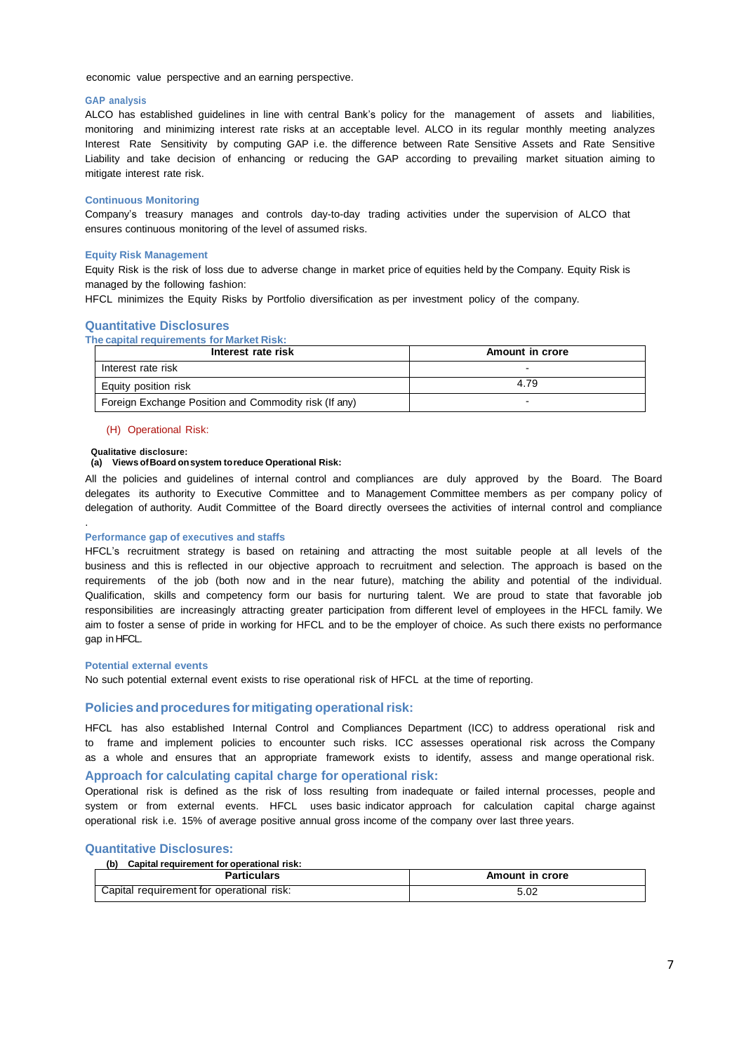economic value perspective and an earning perspective.

### GAP analysis

ALCO has established guidelines in line with central Bank's policy for the management of assets and liabilities, monitoring and minimizing interest rate risks at an acceptable level. ALCO in its regular monthly meeting analyzes Interest Rate Sensitivity by computing GAP i.e. the difference between Rate Sensitive Assets and Rate Sensitive Liability and take decision of enhancing or reducing the GAP according to prevailing market situation aiming to mitigate interest rate risk.

### Continuous Monitoring

Company's treasury manages and controls day-to-day trading activities under the supervision of ALCO that ensures continuous monitoring of the level of assumed risks.

### Equity Risk Management

Equity Risk is the risk of loss due to adverse change in market price of equities held by the Company. Equity Risk is managed by the following fashion:

HFCL minimizes the Equity Risks by Portfolio diversification as per investment policy of the company.

## Quantitative Disclosures

**The capital requirements for Market Risk:**

| Interest rate risk | Amount in crore |
|---|---|
| Interest rate risk | - |
| Equity position risk | 4.79 |
| Foreign Exchange Position and Commodity risk (If any) | - |

### (H) Operational Risk:

**Qualitative disclosure:**

**(a) Views of Board on system to reduce Operational Risk:**

All the policies and guidelines of internal control and compliances are duly approved by the Board. The Board delegates its authority to Executive Committee and to Management Committee members as per company policy of delegation of authority. Audit Committee of the Board directly oversees the activities of internal control and compliance

.

### Performance gap of executives and staffs

HFCL's recruitment strategy is based on retaining and attracting the most suitable people at all levels of the business and this is reflected in our objective approach to recruitment and selection. The approach is based on the requirements of the job (both now and in the near future), matching the ability and potential of the individual. Qualification, skills and competency form our basis for nurturing talent. We are proud to state that favorable job responsibilities are increasingly attracting greater participation from different level of employees in the HFCL family. We aim to foster a sense of pride in working for HFCL and to be the employer of choice. As such there exists no performance gap in HFCL.

### Potential external events

No such potential external event exists to rise operational risk of HFCL at the time of reporting.

## Policies and procedures for mitigating operational risk:

HFCL has also established Internal Control and Compliances Department (ICC) to address operational risk and to frame and implement policies to encounter such risks. ICC assesses operational risk across the Company as a whole and ensures that an appropriate framework exists to identify, assess and mange operational risk.

## Approach for calculating capital charge for operational risk:

Operational risk is defined as the risk of loss resulting from inadequate or failed internal processes, people and system or from external events. HFCL uses basic indicator approach for calculation capital charge against operational risk i.e. 15% of average positive annual gross income of the company over last three years.

## Quantitative Disclosures:

**(b) Capital requirement for operational risk:**

| Particulars | Amount in crore |
|---|---|
| Capital requirement for operational risk: | 5.02 |